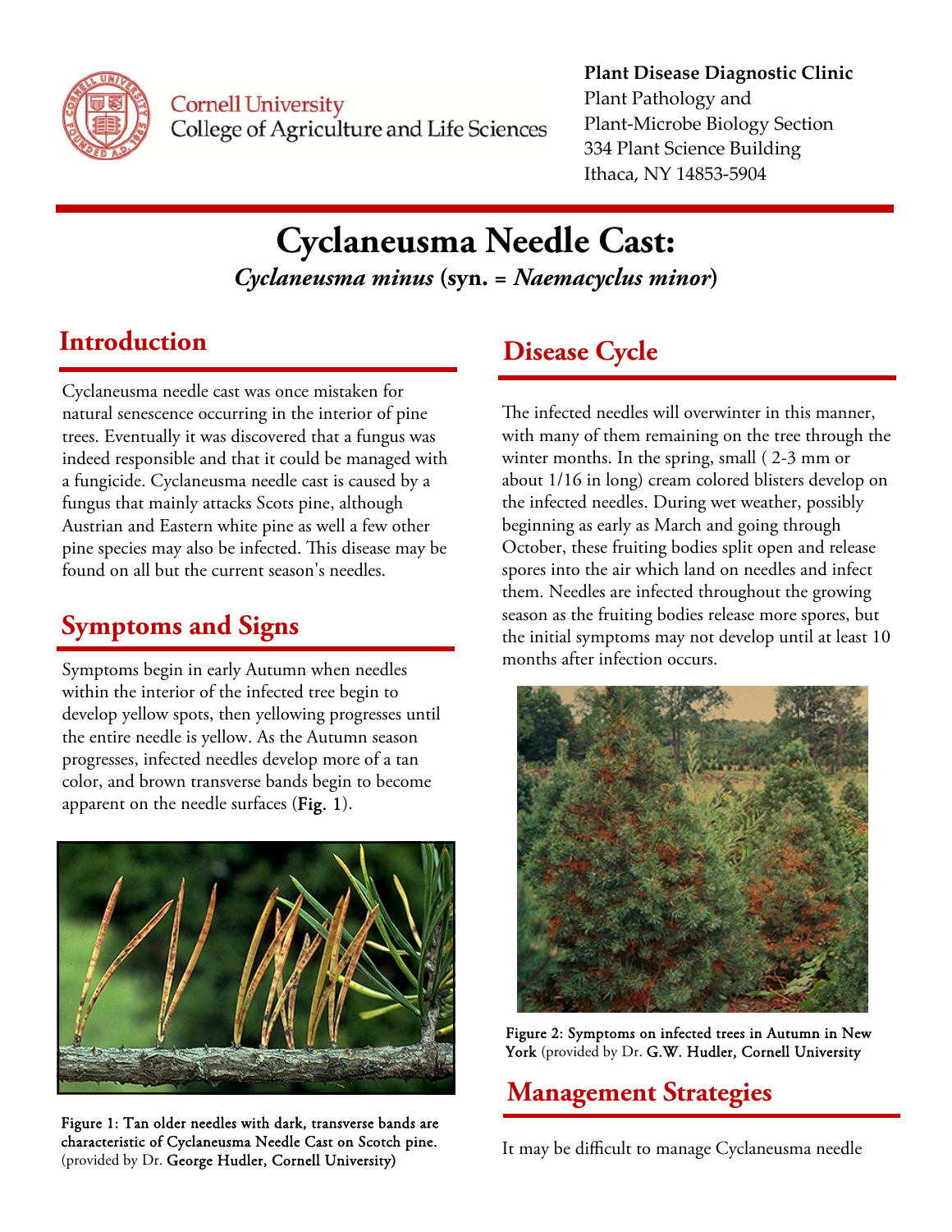**Plant Disease Diagnostic Clinic**
Plant Pathology and
Plant-Microbe Biology Section
334 Plant Science Building
Ithaca, NY 14853-5904

# Cyclaneusma Needle Cast:

***Cyclaneusma minus* (syn. = *Naemacyclus minor*)**

## Introduction

Cyclaneusma needle cast was once mistaken for natural senescence occurring in the interior of pine trees. Eventually it was discovered that a fungus was indeed responsible and that it could be managed with a fungicide. Cyclaneusma needle cast is caused by a fungus that mainly attacks Scots pine, although Austrian and Eastern white pine as well a few other pine species may also be infected. This disease may be found on all but the current season's needles.

## Symptoms and Signs

Symptoms begin in early Autumn when needles within the interior of the infected tree begin to develop yellow spots, then yellowing progresses until the entire needle is yellow. As the Autumn season progresses, infected needles develop more of a tan color, and brown transverse bands begin to become apparent on the needle surfaces (**Fig. 1**).

**Figure 1: Tan older needles with dark, transverse bands are characteristic of Cyclaneusma Needle Cast on Scotch pine.** (provided by Dr. **George Hudler, Cornell University**)

## Disease Cycle

The infected needles will overwinter in this manner, with many of them remaining on the tree through the winter months. In the spring, small ( 2-3 mm or about 1/16 in long) cream colored blisters develop on the infected needles. During wet weather, possibly beginning as early as March and going through October, these fruiting bodies split open and release spores into the air which land on needles and infect them. Needles are infected throughout the growing season as the fruiting bodies release more spores, but the initial symptoms may not develop until at least 10 months after infection occurs.

**Figure 2: Symptoms on infected trees in Autumn in New York** (provided by Dr. **G.W. Hudler, Cornell University**

## Management Strategies

It may be difficult to manage Cyclaneusma needle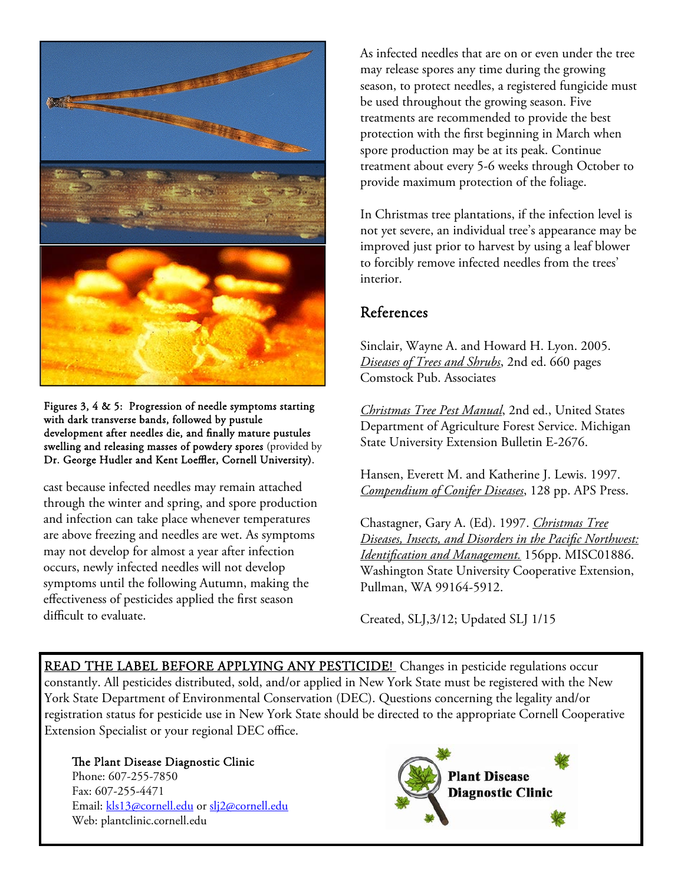Figures 3, 4 & 5: Progression of needle symptoms starting with dark transverse bands, followed by pustule development after needles die, and finally mature pustules swelling and releasing masses of powdery spores (provided by Dr. George Hudler and Kent Loeffler, Cornell University).

cast because infected needles may remain attached through the winter and spring, and spore production and infection can take place whenever temperatures are above freezing and needles are wet. As symptoms may not develop for almost a year after infection occurs, newly infected needles will not develop symptoms until the following Autumn, making the effectiveness of pesticides applied the first season difficult to evaluate.

As infected needles that are on or even under the tree may release spores any time during the growing season, to protect needles, a registered fungicide must be used throughout the growing season. Five treatments are recommended to provide the best protection with the first beginning in March when spore production may be at its peak. Continue treatment about every 5-6 weeks through October to provide maximum protection of the foliage.

In Christmas tree plantations, if the infection level is not yet severe, an individual tree's appearance may be improved just prior to harvest by using a leaf blower to forcibly remove infected needles from the trees' interior.

## References

Sinclair, Wayne A. and Howard H. Lyon. 2005. *Diseases of Trees and Shrubs*, 2nd ed. 660 pages Comstock Pub. Associates

*Christmas Tree Pest Manual*, 2nd ed., United States Department of Agriculture Forest Service. Michigan State University Extension Bulletin E-2676.

Hansen, Everett M. and Katherine J. Lewis. 1997. *Compendium of Conifer Diseases*, 128 pp. APS Press.

Chastagner, Gary A. (Ed). 1997. *Christmas Tree Diseases, Insects, and Disorders in the Pacific Northwest: Identification and Management.* 156pp. MISC01886. Washington State University Cooperative Extension, Pullman, WA 99164-5912.

Created, SLJ,3/12; Updated SLJ 1/15

**READ THE LABEL BEFORE APPLYING ANY PESTICIDE!** Changes in pesticide regulations occur constantly. All pesticides distributed, sold, and/or applied in New York State must be registered with the New York State Department of Environmental Conservation (DEC). Questions concerning the legality and/or registration status for pesticide use in New York State should be directed to the appropriate Cornell Cooperative Extension Specialist or your regional DEC office.

The Plant Disease Diagnostic Clinic
Phone: 607-255-7850
Fax: 607-255-4471
Email: kls13@cornell.edu or slj2@cornell.edu
Web: plantclinic.cornell.edu

Plant Disease Diagnostic Clinic